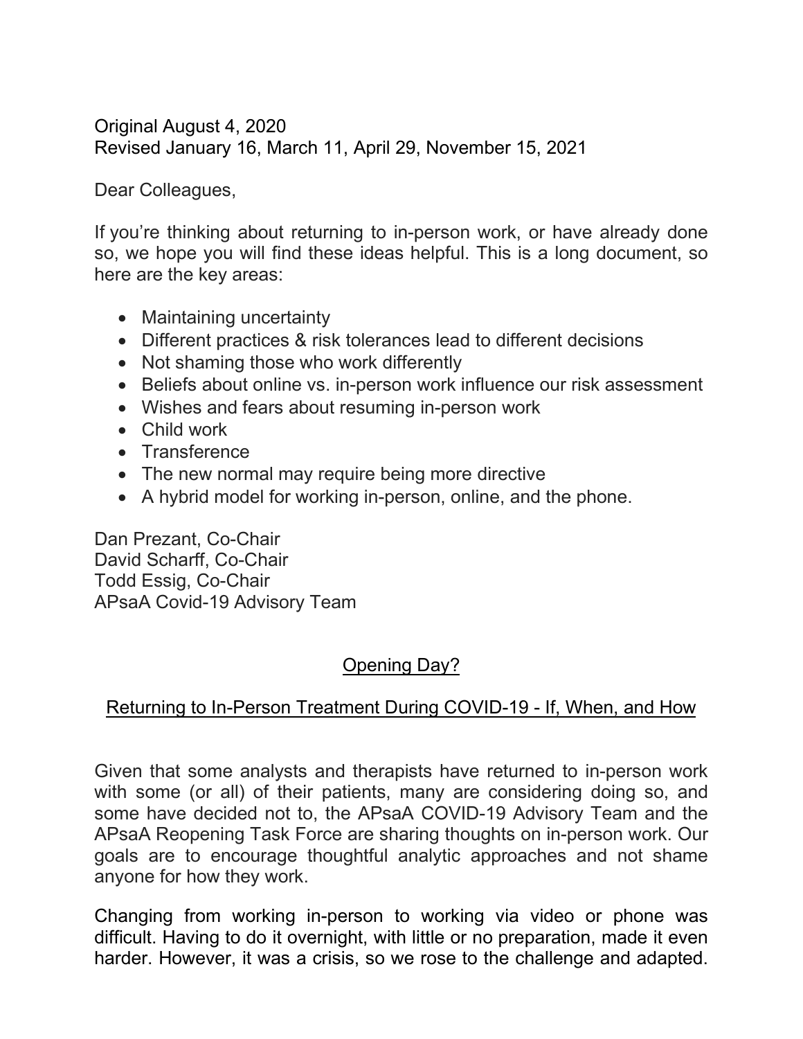Original August 4, 2020
Revised January 16, March 11, April 29, November 15, 2021

Dear Colleagues,

If you're thinking about returning to in-person work, or have already done so, we hope you will find these ideas helpful. This is a long document, so here are the key areas:

- Maintaining uncertainty
- Different practices & risk tolerances lead to different decisions
- Not shaming those who work differently
- Beliefs about online vs. in-person work influence our risk assessment
- Wishes and fears about resuming in-person work
- Child work
- Transference
- The new normal may require being more directive
- A hybrid model for working in-person, online, and the phone.

Dan Prezant, Co-Chair
David Scharff, Co-Chair
Todd Essig, Co-Chair
APsaA Covid-19 Advisory Team

## Opening Day?

## Returning to In-Person Treatment During COVID-19 - If, When, and How

Given that some analysts and therapists have returned to in-person work with some (or all) of their patients, many are considering doing so, and some have decided not to, the APsaA COVID-19 Advisory Team and the APsaA Reopening Task Force are sharing thoughts on in-person work. Our goals are to encourage thoughtful analytic approaches and not shame anyone for how they work.

Changing from working in-person to working via video or phone was difficult. Having to do it overnight, with little or no preparation, made it even harder. However, it was a crisis, so we rose to the challenge and adapted.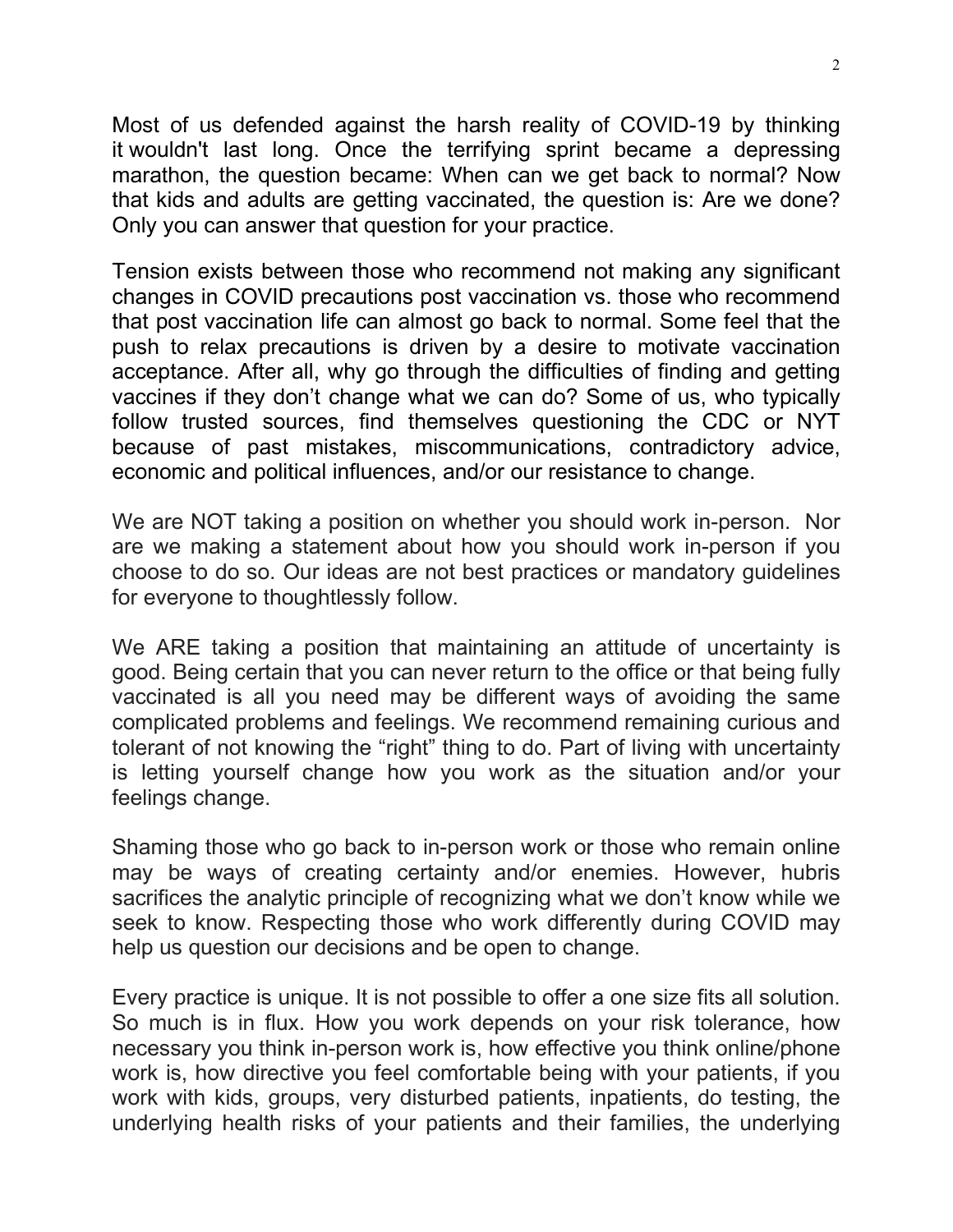Most of us defended against the harsh reality of COVID-19 by thinking it wouldn't last long. Once the terrifying sprint became a depressing marathon, the question became: When can we get back to normal? Now that kids and adults are getting vaccinated, the question is: Are we done? Only you can answer that question for your practice.

Tension exists between those who recommend not making any significant changes in COVID precautions post vaccination vs. those who recommend that post vaccination life can almost go back to normal. Some feel that the push to relax precautions is driven by a desire to motivate vaccination acceptance. After all, why go through the difficulties of finding and getting vaccines if they don't change what we can do? Some of us, who typically follow trusted sources, find themselves questioning the CDC or NYT because of past mistakes, miscommunications, contradictory advice, economic and political influences, and/or our resistance to change.

We are NOT taking a position on whether you should work in-person. Nor are we making a statement about how you should work in-person if you choose to do so. Our ideas are not best practices or mandatory guidelines for everyone to thoughtlessly follow.

We ARE taking a position that maintaining an attitude of uncertainty is good. Being certain that you can never return to the office or that being fully vaccinated is all you need may be different ways of avoiding the same complicated problems and feelings. We recommend remaining curious and tolerant of not knowing the "right" thing to do. Part of living with uncertainty is letting yourself change how you work as the situation and/or your feelings change.

Shaming those who go back to in-person work or those who remain online may be ways of creating certainty and/or enemies. However, hubris sacrifices the analytic principle of recognizing what we don't know while we seek to know. Respecting those who work differently during COVID may help us question our decisions and be open to change.

Every practice is unique. It is not possible to offer a one size fits all solution. So much is in flux. How you work depends on your risk tolerance, how necessary you think in-person work is, how effective you think online/phone work is, how directive you feel comfortable being with your patients, if you work with kids, groups, very disturbed patients, inpatients, do testing, the underlying health risks of your patients and their families, the underlying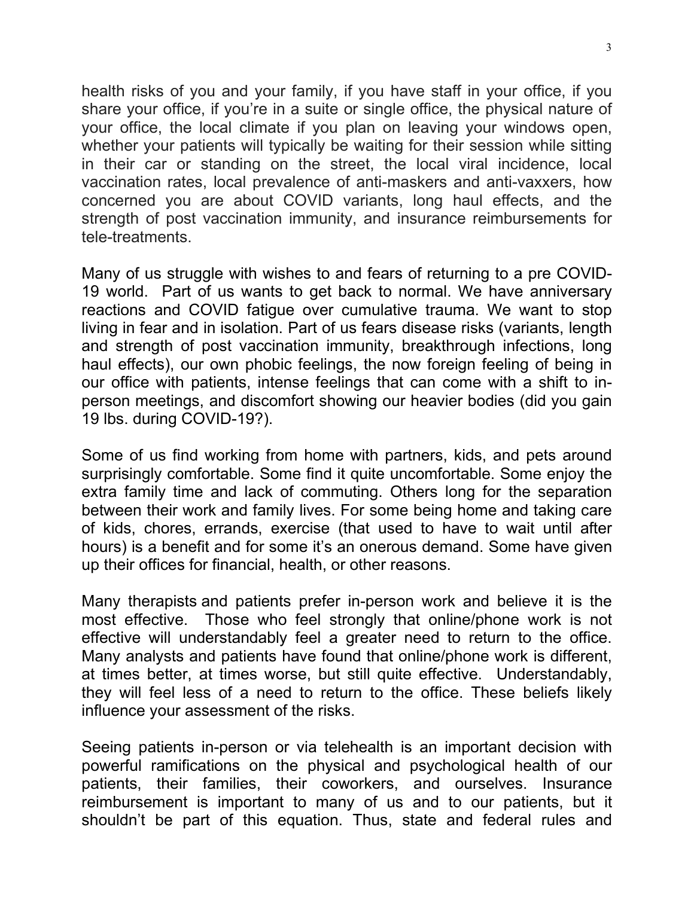health risks of you and your family, if you have staff in your office, if you share your office, if you're in a suite or single office, the physical nature of your office, the local climate if you plan on leaving your windows open, whether your patients will typically be waiting for their session while sitting in their car or standing on the street, the local viral incidence, local vaccination rates, local prevalence of anti-maskers and anti-vaxxers, how concerned you are about COVID variants, long haul effects, and the strength of post vaccination immunity, and insurance reimbursements for tele-treatments.

Many of us struggle with wishes to and fears of returning to a pre COVID-19 world. Part of us wants to get back to normal. We have anniversary reactions and COVID fatigue over cumulative trauma. We want to stop living in fear and in isolation. Part of us fears disease risks (variants, length and strength of post vaccination immunity, breakthrough infections, long haul effects), our own phobic feelings, the now foreign feeling of being in our office with patients, intense feelings that can come with a shift to in-person meetings, and discomfort showing our heavier bodies (did you gain 19 lbs. during COVID-19?).

Some of us find working from home with partners, kids, and pets around surprisingly comfortable. Some find it quite uncomfortable. Some enjoy the extra family time and lack of commuting. Others long for the separation between their work and family lives. For some being home and taking care of kids, chores, errands, exercise (that used to have to wait until after hours) is a benefit and for some it's an onerous demand. Some have given up their offices for financial, health, or other reasons.

Many therapists and patients prefer in-person work and believe it is the most effective. Those who feel strongly that online/phone work is not effective will understandably feel a greater need to return to the office. Many analysts and patients have found that online/phone work is different, at times better, at times worse, but still quite effective. Understandably, they will feel less of a need to return to the office. These beliefs likely influence your assessment of the risks.

Seeing patients in-person or via telehealth is an important decision with powerful ramifications on the physical and psychological health of our patients, their families, their coworkers, and ourselves. Insurance reimbursement is important to many of us and to our patients, but it shouldn't be part of this equation. Thus, state and federal rules and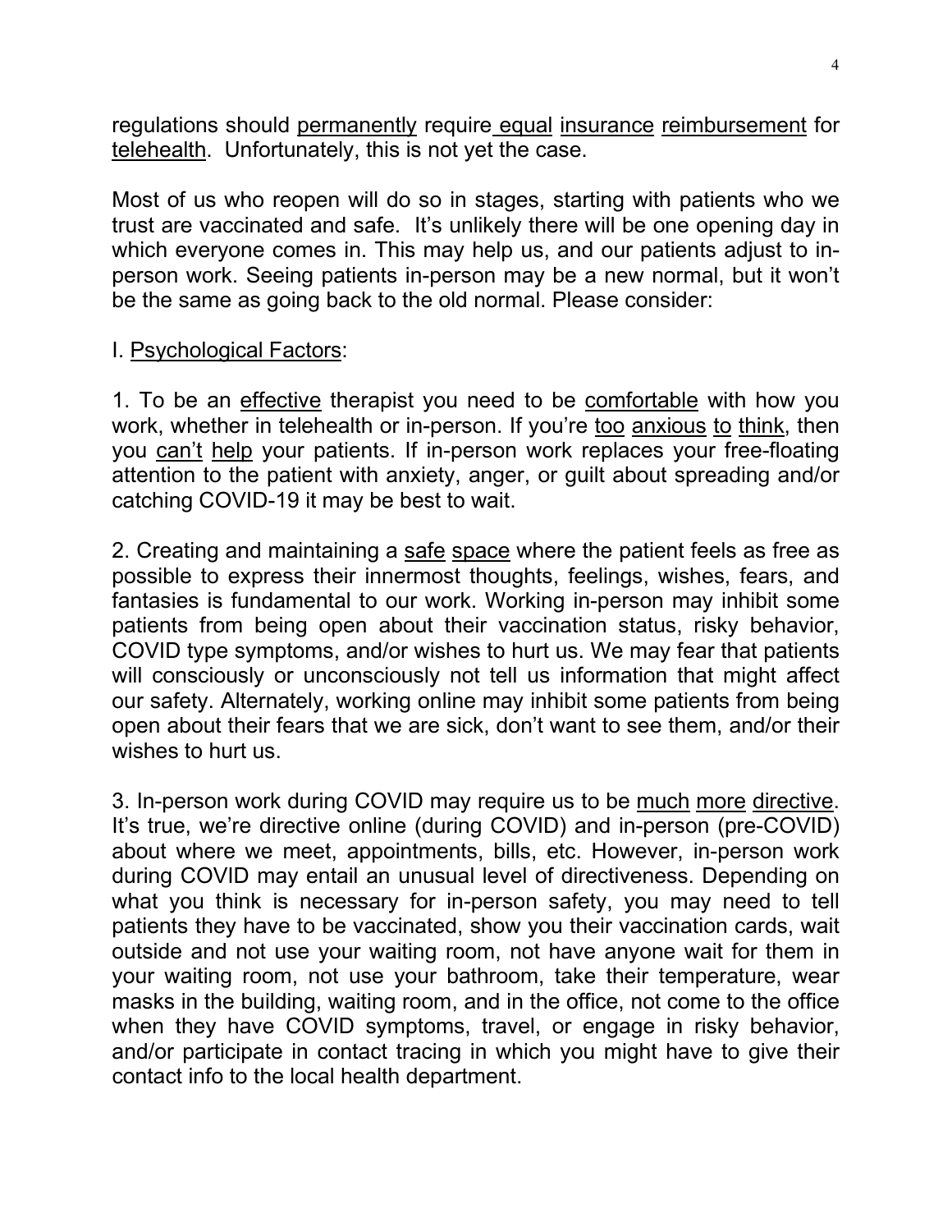regulations should permanently require equal insurance reimbursement for telehealth. Unfortunately, this is not yet the case.

Most of us who reopen will do so in stages, starting with patients who we trust are vaccinated and safe. It's unlikely there will be one opening day in which everyone comes in. This may help us, and our patients adjust to in-person work. Seeing patients in-person may be a new normal, but it won't be the same as going back to the old normal. Please consider:

I. Psychological Factors:

1. To be an effective therapist you need to be comfortable with how you work, whether in telehealth or in-person. If you're too anxious to think, then you can't help your patients. If in-person work replaces your free-floating attention to the patient with anxiety, anger, or guilt about spreading and/or catching COVID-19 it may be best to wait.

2. Creating and maintaining a safe space where the patient feels as free as possible to express their innermost thoughts, feelings, wishes, fears, and fantasies is fundamental to our work. Working in-person may inhibit some patients from being open about their vaccination status, risky behavior, COVID type symptoms, and/or wishes to hurt us. We may fear that patients will consciously or unconsciously not tell us information that might affect our safety. Alternately, working online may inhibit some patients from being open about their fears that we are sick, don't want to see them, and/or their wishes to hurt us.

3. In-person work during COVID may require us to be much more directive. It's true, we're directive online (during COVID) and in-person (pre-COVID) about where we meet, appointments, bills, etc. However, in-person work during COVID may entail an unusual level of directiveness. Depending on what you think is necessary for in-person safety, you may need to tell patients they have to be vaccinated, show you their vaccination cards, wait outside and not use your waiting room, not have anyone wait for them in your waiting room, not use your bathroom, take their temperature, wear masks in the building, waiting room, and in the office, not come to the office when they have COVID symptoms, travel, or engage in risky behavior, and/or participate in contact tracing in which you might have to give their contact info to the local health department.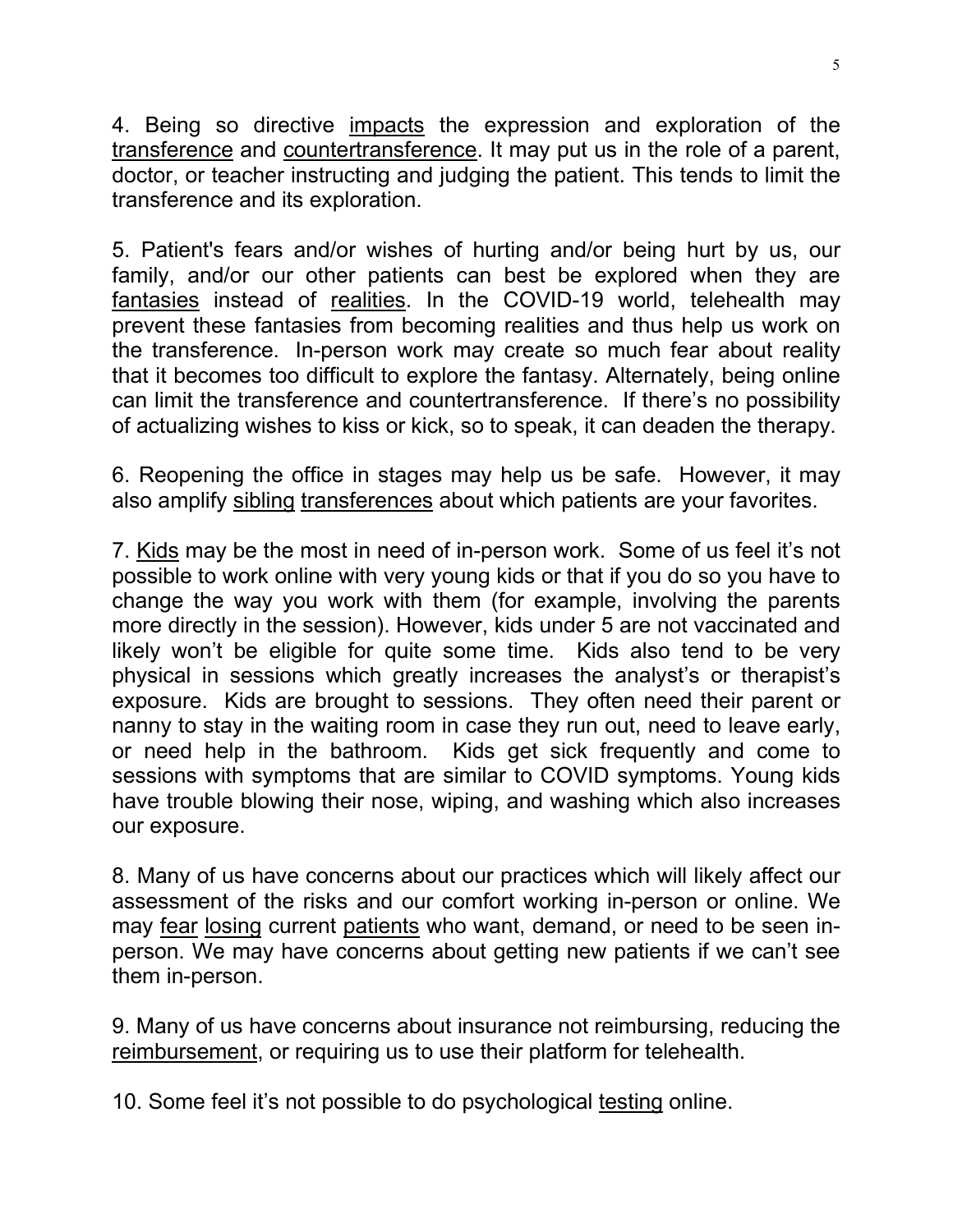4. Being so directive impacts the expression and exploration of the transference and countertransference. It may put us in the role of a parent, doctor, or teacher instructing and judging the patient. This tends to limit the transference and its exploration.

5. Patient's fears and/or wishes of hurting and/or being hurt by us, our family, and/or our other patients can best be explored when they are fantasies instead of realities. In the COVID-19 world, telehealth may prevent these fantasies from becoming realities and thus help us work on the transference. In-person work may create so much fear about reality that it becomes too difficult to explore the fantasy. Alternately, being online can limit the transference and countertransference. If there's no possibility of actualizing wishes to kiss or kick, so to speak, it can deaden the therapy.

6. Reopening the office in stages may help us be safe. However, it may also amplify sibling transferences about which patients are your favorites.

7. Kids may be the most in need of in-person work. Some of us feel it's not possible to work online with very young kids or that if you do so you have to change the way you work with them (for example, involving the parents more directly in the session). However, kids under 5 are not vaccinated and likely won't be eligible for quite some time. Kids also tend to be very physical in sessions which greatly increases the analyst's or therapist's exposure. Kids are brought to sessions. They often need their parent or nanny to stay in the waiting room in case they run out, need to leave early, or need help in the bathroom. Kids get sick frequently and come to sessions with symptoms that are similar to COVID symptoms. Young kids have trouble blowing their nose, wiping, and washing which also increases our exposure.

8. Many of us have concerns about our practices which will likely affect our assessment of the risks and our comfort working in-person or online. We may fear losing current patients who want, demand, or need to be seen in-person. We may have concerns about getting new patients if we can't see them in-person.

9. Many of us have concerns about insurance not reimbursing, reducing the reimbursement, or requiring us to use their platform for telehealth.

10. Some feel it's not possible to do psychological testing online.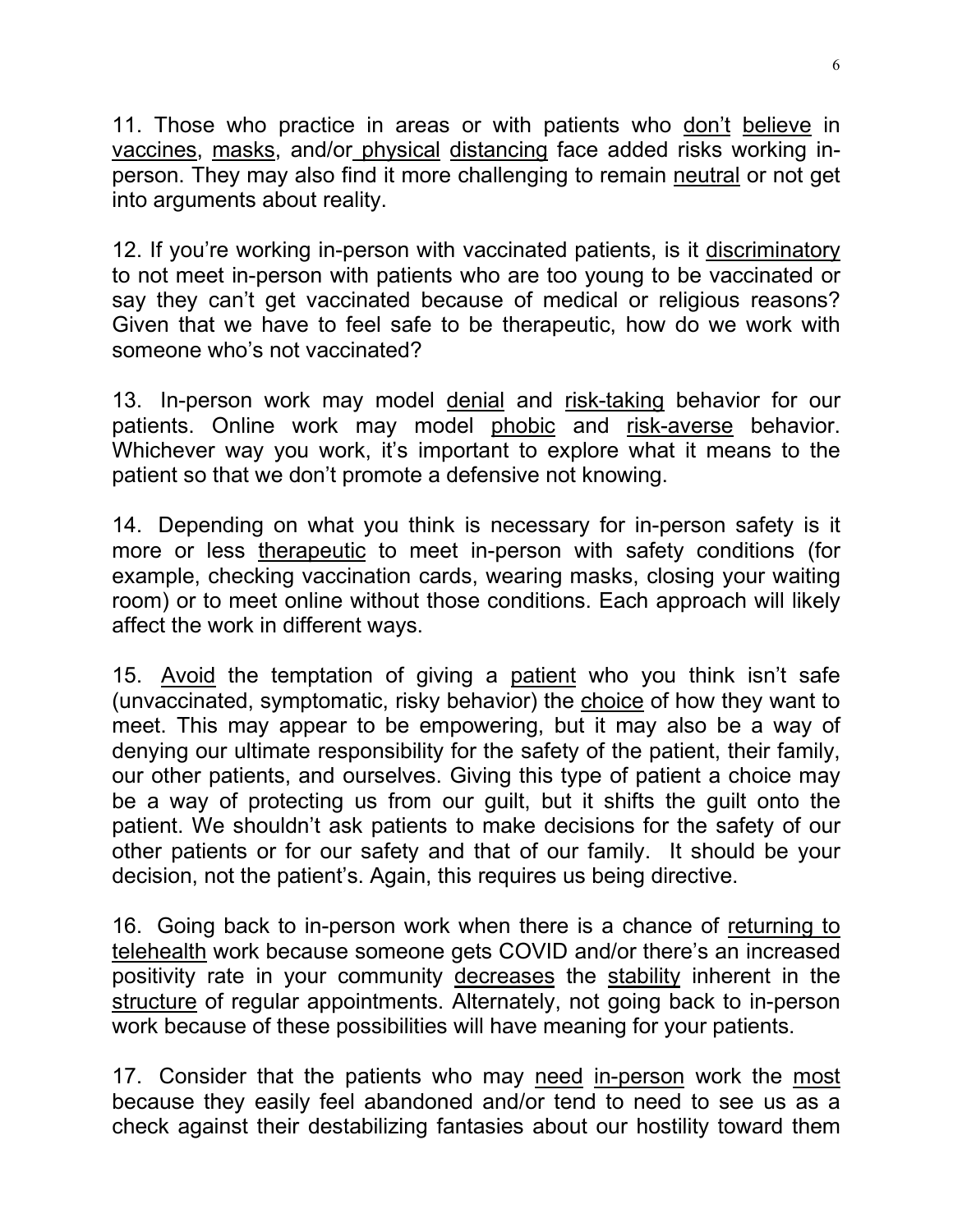11. Those who practice in areas or with patients who <u>don't</u> <u>believe</u> in <u>vaccines</u>, <u>masks</u>, and/or <u>physical</u> <u>distancing</u> face added risks working in-person. They may also find it more challenging to remain <u>neutral</u> or not get into arguments about reality.

12. If you're working in-person with vaccinated patients, is it <u>discriminatory</u> to not meet in-person with patients who are too young to be vaccinated or say they can't get vaccinated because of medical or religious reasons? Given that we have to feel safe to be therapeutic, how do we work with someone who's not vaccinated?

13. In-person work may model <u>denial</u> and <u>risk-taking</u> behavior for our patients. Online work may model <u>phobic</u> and <u>risk-averse</u> behavior. Whichever way you work, it's important to explore what it means to the patient so that we don't promote a defensive not knowing.

14. Depending on what you think is necessary for in-person safety is it more or less <u>therapeutic</u> to meet in-person with safety conditions (for example, checking vaccination cards, wearing masks, closing your waiting room) or to meet online without those conditions. Each approach will likely affect the work in different ways.

15. <u>Avoid</u> the temptation of giving a <u>patient</u> who you think isn't safe (unvaccinated, symptomatic, risky behavior) the <u>choice</u> of how they want to meet. This may appear to be empowering, but it may also be a way of denying our ultimate responsibility for the safety of the patient, their family, our other patients, and ourselves. Giving this type of patient a choice may be a way of protecting us from our guilt, but it shifts the guilt onto the patient. We shouldn't ask patients to make decisions for the safety of our other patients or for our safety and that of our family. It should be your decision, not the patient's. Again, this requires us being directive.

16. Going back to in-person work when there is a chance of <u>returning to telehealth</u> work because someone gets COVID and/or there's an increased positivity rate in your community <u>decreases</u> the <u>stability</u> inherent in the <u>structure</u> of regular appointments. Alternately, not going back to in-person work because of these possibilities will have meaning for your patients.

17. Consider that the patients who may <u>need</u> <u>in-person</u> work the <u>most</u> because they easily feel abandoned and/or tend to need to see us as a check against their destabilizing fantasies about our hostility toward them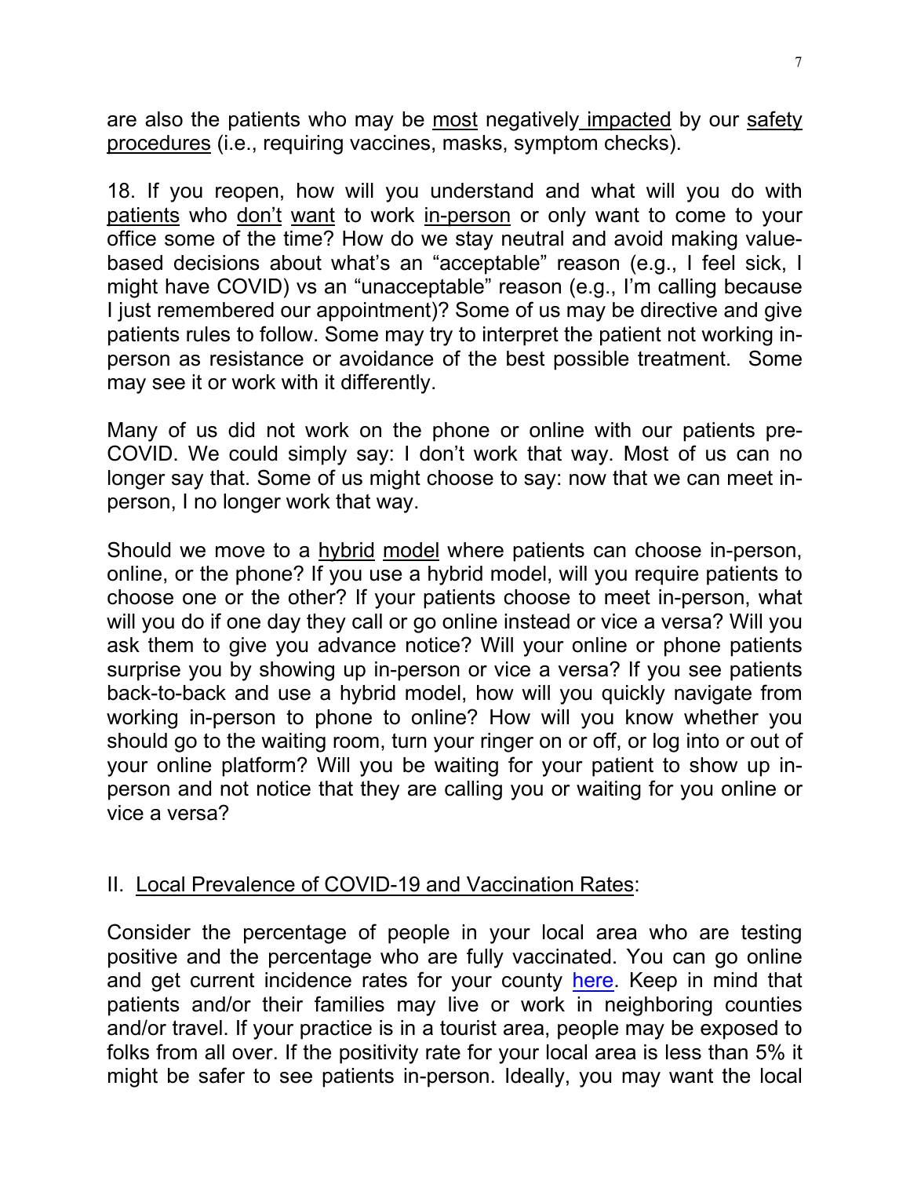are also the patients who may be most negatively impacted by our safety procedures (i.e., requiring vaccines, masks, symptom checks).

18. If you reopen, how will you understand and what will you do with patients who don't want to work in-person or only want to come to your office some of the time? How do we stay neutral and avoid making value-based decisions about what's an "acceptable" reason (e.g., I feel sick, I might have COVID) vs an "unacceptable" reason (e.g., I'm calling because I just remembered our appointment)? Some of us may be directive and give patients rules to follow. Some may try to interpret the patient not working in-person as resistance or avoidance of the best possible treatment. Some may see it or work with it differently.

Many of us did not work on the phone or online with our patients pre-COVID. We could simply say: I don't work that way. Most of us can no longer say that. Some of us might choose to say: now that we can meet in-person, I no longer work that way.

Should we move to a hybrid model where patients can choose in-person, online, or the phone? If you use a hybrid model, will you require patients to choose one or the other? If your patients choose to meet in-person, what will you do if one day they call or go online instead or vice a versa? Will you ask them to give you advance notice? Will your online or phone patients surprise you by showing up in-person or vice a versa? If you see patients back-to-back and use a hybrid model, how will you quickly navigate from working in-person to phone to online? How will you know whether you should go to the waiting room, turn your ringer on or off, or log into or out of your online platform? Will you be waiting for your patient to show up in-person and not notice that they are calling you or waiting for you online or vice a versa?

## II. Local Prevalence of COVID-19 and Vaccination Rates:

Consider the percentage of people in your local area who are testing positive and the percentage who are fully vaccinated. You can go online and get current incidence rates for your county here. Keep in mind that patients and/or their families may live or work in neighboring counties and/or travel. If your practice is in a tourist area, people may be exposed to folks from all over. If the positivity rate for your local area is less than 5% it might be safer to see patients in-person. Ideally, you may want the local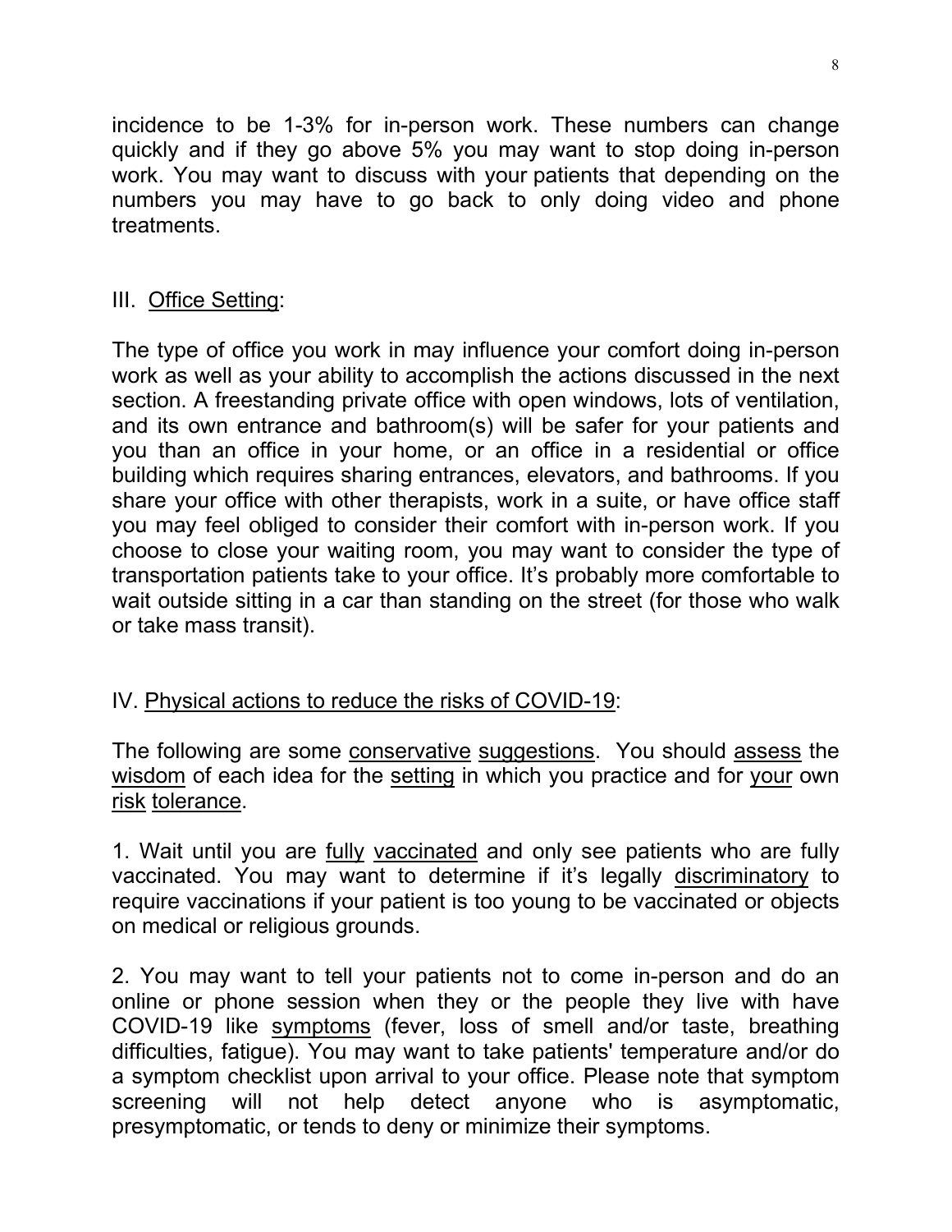incidence to be 1-3% for in-person work. These numbers can change quickly and if they go above 5% you may want to stop doing in-person work. You may want to discuss with your patients that depending on the numbers you may have to go back to only doing video and phone treatments.

## III. <u>Office Setting</u>:

The type of office you work in may influence your comfort doing in-person work as well as your ability to accomplish the actions discussed in the next section. A freestanding private office with open windows, lots of ventilation, and its own entrance and bathroom(s) will be safer for your patients and you than an office in your home, or an office in a residential or office building which requires sharing entrances, elevators, and bathrooms. If you share your office with other therapists, work in a suite, or have office staff you may feel obliged to consider their comfort with in-person work. If you choose to close your waiting room, you may want to consider the type of transportation patients take to your office. It's probably more comfortable to wait outside sitting in a car than standing on the street (for those who walk or take mass transit).

## IV. <u>Physical actions to reduce the risks of COVID-19</u>:

The following are some <u>conservative</u> <u>suggestions</u>. You should <u>assess</u> the <u>wisdom</u> of each idea for the <u>setting</u> in which you practice and for <u>your</u> own <u>risk</u> <u>tolerance</u>.

1. Wait until you are <u>fully</u> <u>vaccinated</u> and only see patients who are fully vaccinated. You may want to determine if it's legally <u>discriminatory</u> to require vaccinations if your patient is too young to be vaccinated or objects on medical or religious grounds.

2. You may want to tell your patients not to come in-person and do an online or phone session when they or the people they live with have COVID-19 like <u>symptoms</u> (fever, loss of smell and/or taste, breathing difficulties, fatigue). You may want to take patients' temperature and/or do a symptom checklist upon arrival to your office. Please note that symptom screening will not help detect anyone who is asymptomatic, presymptomatic, or tends to deny or minimize their symptoms.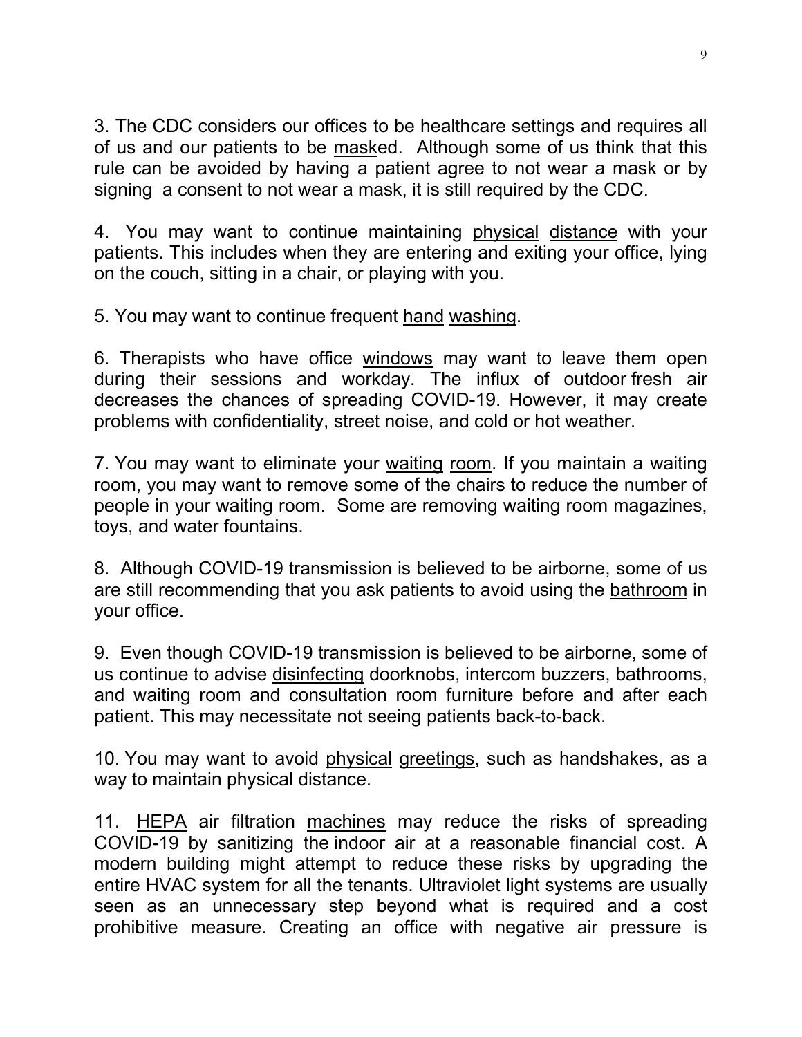3. The CDC considers our offices to be healthcare settings and requires all of us and our patients to be masked. Although some of us think that this rule can be avoided by having a patient agree to not wear a mask or by signing a consent to not wear a mask, it is still required by the CDC.

4. You may want to continue maintaining physical distance with your patients. This includes when they are entering and exiting your office, lying on the couch, sitting in a chair, or playing with you.

5. You may want to continue frequent hand washing.

6. Therapists who have office windows may want to leave them open during their sessions and workday. The influx of outdoor fresh air decreases the chances of spreading COVID-19. However, it may create problems with confidentiality, street noise, and cold or hot weather.

7. You may want to eliminate your waiting room. If you maintain a waiting room, you may want to remove some of the chairs to reduce the number of people in your waiting room. Some are removing waiting room magazines, toys, and water fountains.

8. Although COVID-19 transmission is believed to be airborne, some of us are still recommending that you ask patients to avoid using the bathroom in your office.

9. Even though COVID-19 transmission is believed to be airborne, some of us continue to advise disinfecting doorknobs, intercom buzzers, bathrooms, and waiting room and consultation room furniture before and after each patient. This may necessitate not seeing patients back-to-back.

10. You may want to avoid physical greetings, such as handshakes, as a way to maintain physical distance.

11. HEPA air filtration machines may reduce the risks of spreading COVID-19 by sanitizing the indoor air at a reasonable financial cost. A modern building might attempt to reduce these risks by upgrading the entire HVAC system for all the tenants. Ultraviolet light systems are usually seen as an unnecessary step beyond what is required and a cost prohibitive measure. Creating an office with negative air pressure is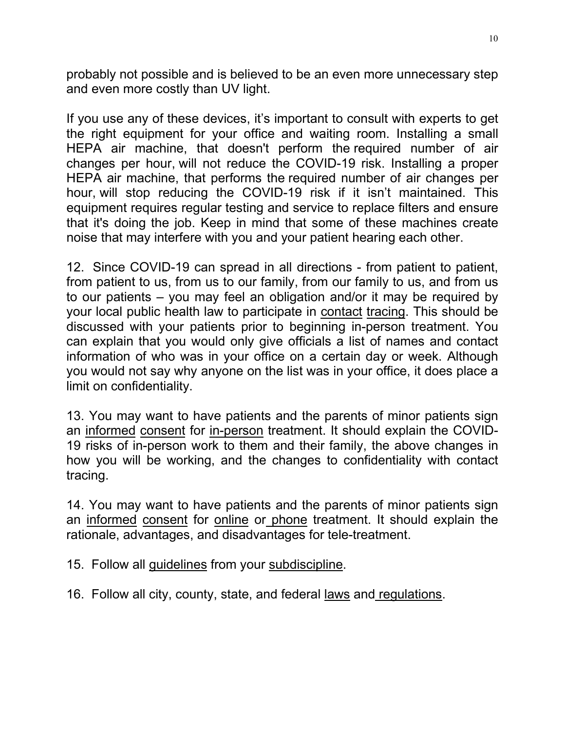probably not possible and is believed to be an even more unnecessary step and even more costly than UV light.

If you use any of these devices, it's important to consult with experts to get the right equipment for your office and waiting room. Installing a small HEPA air machine, that doesn't perform the required number of air changes per hour, will not reduce the COVID-19 risk. Installing a proper HEPA air machine, that performs the required number of air changes per hour, will stop reducing the COVID-19 risk if it isn't maintained. This equipment requires regular testing and service to replace filters and ensure that it's doing the job. Keep in mind that some of these machines create noise that may interfere with you and your patient hearing each other.

12. Since COVID-19 can spread in all directions - from patient to patient, from patient to us, from us to our family, from our family to us, and from us to our patients – you may feel an obligation and/or it may be required by your local public health law to participate in contact tracing. This should be discussed with your patients prior to beginning in-person treatment. You can explain that you would only give officials a list of names and contact information of who was in your office on a certain day or week. Although you would not say why anyone on the list was in your office, it does place a limit on confidentiality.

13. You may want to have patients and the parents of minor patients sign an informed consent for in-person treatment. It should explain the COVID-19 risks of in-person work to them and their family, the above changes in how you will be working, and the changes to confidentiality with contact tracing.

14. You may want to have patients and the parents of minor patients sign an informed consent for online or phone treatment. It should explain the rationale, advantages, and disadvantages for tele-treatment.

15. Follow all guidelines from your subdiscipline.

16. Follow all city, county, state, and federal laws and regulations.